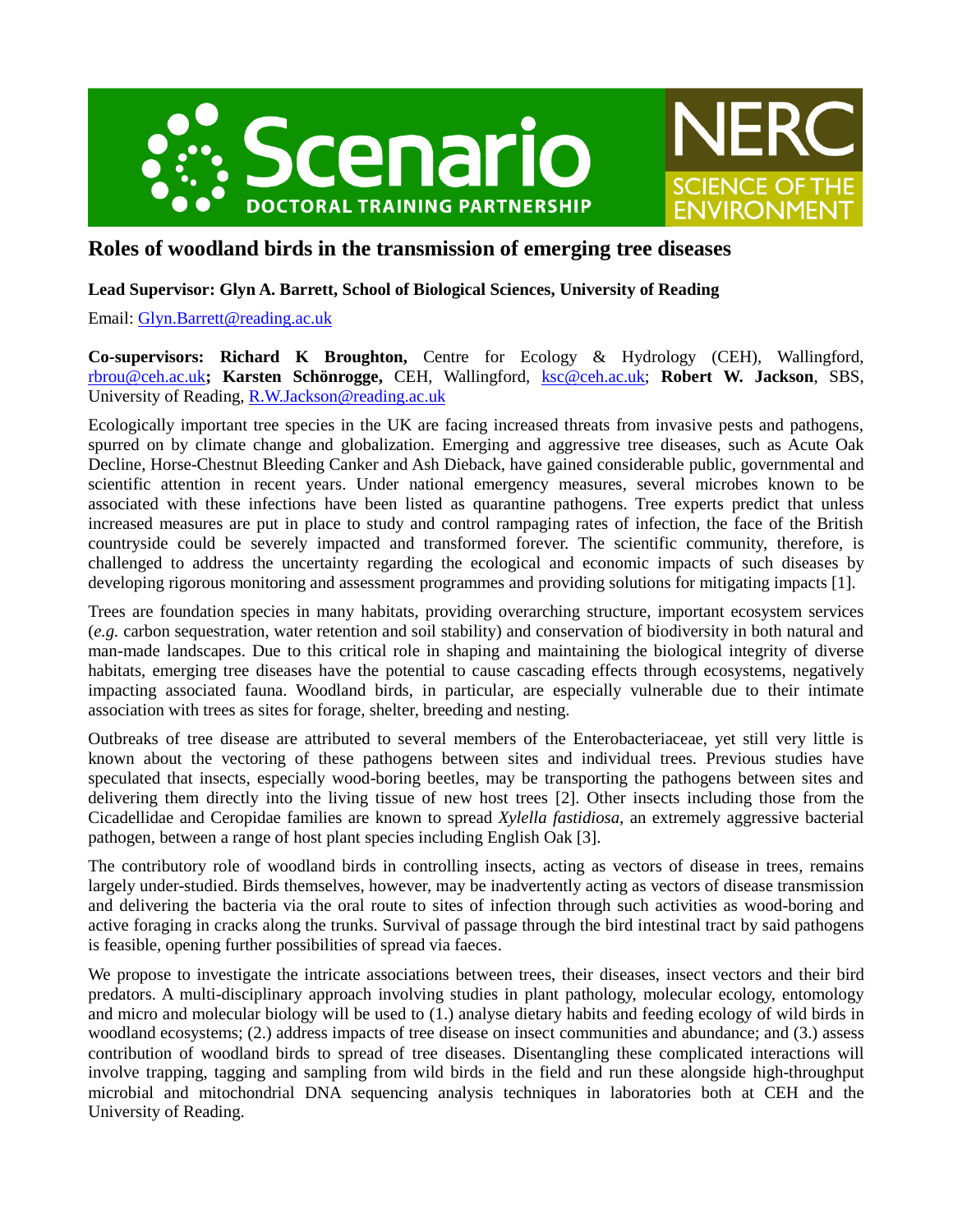# Roles of woodland birds in the transmission of emerging tree diseases

**Lead Supervisor: Glyn A. Barrett, School of Biological Sciences, University of Reading**

Email: Glyn.Barrett@reading.ac.uk

**Co-supervisors: Richard K Broughton,** Centre for Ecology & Hydrology (CEH), Wallingford, rbrou@ceh.ac.uk**; Karsten Schönrogge,** CEH, Wallingford, ksc@ceh.ac.uk; **Robert W. Jackson**, SBS, University of Reading, R.W.Jackson@reading.ac.uk

Ecologically important tree species in the UK are facing increased threats from invasive pests and pathogens, spurred on by climate change and globalization. Emerging and aggressive tree diseases, such as Acute Oak Decline, Horse-Chestnut Bleeding Canker and Ash Dieback, have gained considerable public, governmental and scientific attention in recent years. Under national emergency measures, several microbes known to be associated with these infections have been listed as quarantine pathogens. Tree experts predict that unless increased measures are put in place to study and control rampaging rates of infection, the face of the British countryside could be severely impacted and transformed forever. The scientific community, therefore, is challenged to address the uncertainty regarding the ecological and economic impacts of such diseases by developing rigorous monitoring and assessment programmes and providing solutions for mitigating impacts [1].

Trees are foundation species in many habitats, providing overarching structure, important ecosystem services (*e.g.* carbon sequestration, water retention and soil stability) and conservation of biodiversity in both natural and man-made landscapes. Due to this critical role in shaping and maintaining the biological integrity of diverse habitats, emerging tree diseases have the potential to cause cascading effects through ecosystems, negatively impacting associated fauna. Woodland birds, in particular, are especially vulnerable due to their intimate association with trees as sites for forage, shelter, breeding and nesting.

Outbreaks of tree disease are attributed to several members of the Enterobacteriaceae, yet still very little is known about the vectoring of these pathogens between sites and individual trees. Previous studies have speculated that insects, especially wood-boring beetles, may be transporting the pathogens between sites and delivering them directly into the living tissue of new host trees [2]. Other insects including those from the Cicadellidae and Ceropidae families are known to spread *Xylella fastidiosa*, an extremely aggressive bacterial pathogen, between a range of host plant species including English Oak [3].

The contributory role of woodland birds in controlling insects, acting as vectors of disease in trees, remains largely under-studied. Birds themselves, however, may be inadvertently acting as vectors of disease transmission and delivering the bacteria via the oral route to sites of infection through such activities as wood-boring and active foraging in cracks along the trunks. Survival of passage through the bird intestinal tract by said pathogens is feasible, opening further possibilities of spread via faeces.

We propose to investigate the intricate associations between trees, their diseases, insect vectors and their bird predators. A multi-disciplinary approach involving studies in plant pathology, molecular ecology, entomology and micro and molecular biology will be used to (1.) analyse dietary habits and feeding ecology of wild birds in woodland ecosystems; (2.) address impacts of tree disease on insect communities and abundance; and (3.) assess contribution of woodland birds to spread of tree diseases. Disentangling these complicated interactions will involve trapping, tagging and sampling from wild birds in the field and run these alongside high-throughput microbial and mitochondrial DNA sequencing analysis techniques in laboratories both at CEH and the University of Reading.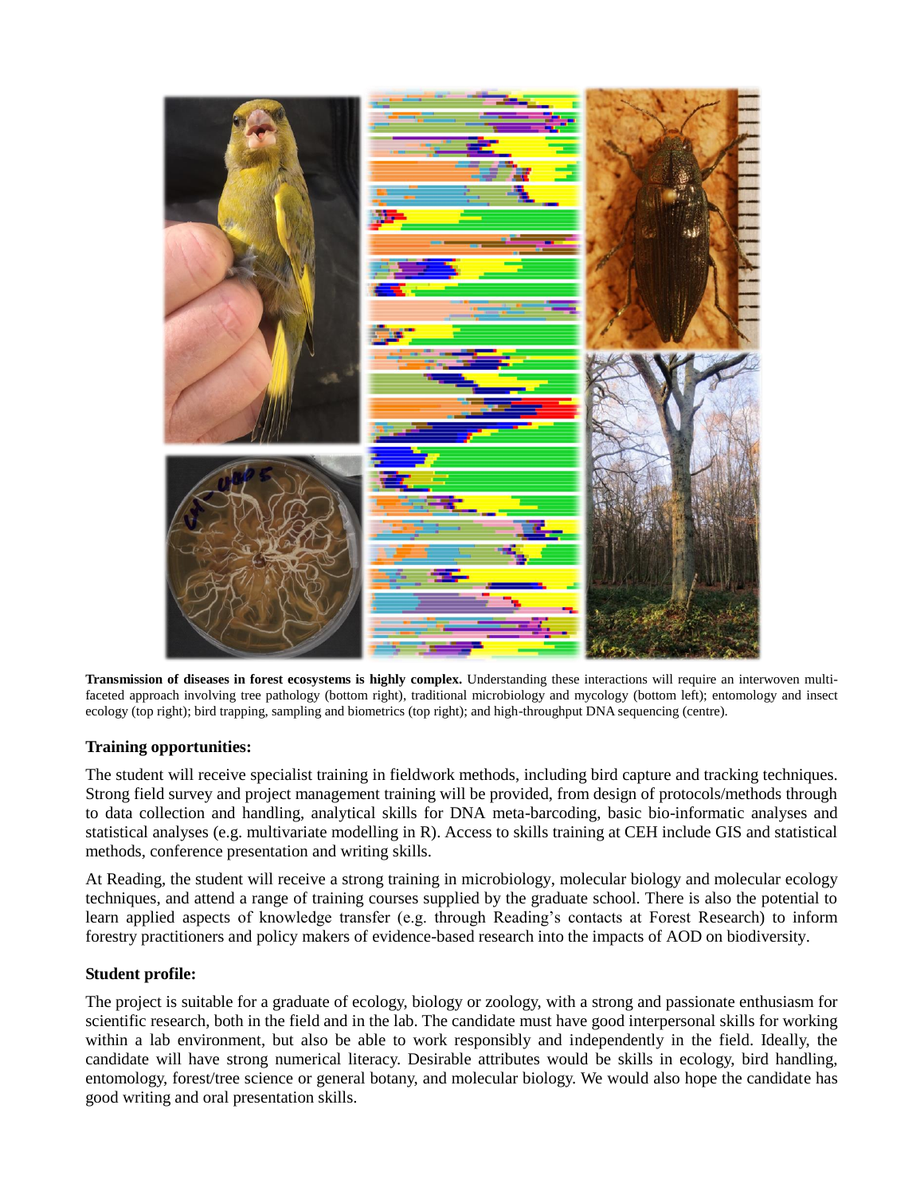**Transmission of diseases in forest ecosystems is highly complex.** Understanding these interactions will require an interwoven multi-faceted approach involving tree pathology (bottom right), traditional microbiology and mycology (bottom left); entomology and insect ecology (top right); bird trapping, sampling and biometrics (top right); and high-throughput DNA sequencing (centre).

### Training opportunities:

The student will receive specialist training in fieldwork methods, including bird capture and tracking techniques. Strong field survey and project management training will be provided, from design of protocols/methods through to data collection and handling, analytical skills for DNA meta-barcoding, basic bio-informatic analyses and statistical analyses (e.g. multivariate modelling in R). Access to skills training at CEH include GIS and statistical methods, conference presentation and writing skills.

At Reading, the student will receive a strong training in microbiology, molecular biology and molecular ecology techniques, and attend a range of training courses supplied by the graduate school. There is also the potential to learn applied aspects of knowledge transfer (e.g. through Reading's contacts at Forest Research) to inform forestry practitioners and policy makers of evidence-based research into the impacts of AOD on biodiversity.

### Student profile:

The project is suitable for a graduate of ecology, biology or zoology, with a strong and passionate enthusiasm for scientific research, both in the field and in the lab. The candidate must have good interpersonal skills for working within a lab environment, but also be able to work responsibly and independently in the field. Ideally, the candidate will have strong numerical literacy. Desirable attributes would be skills in ecology, bird handling, entomology, forest/tree science or general botany, and molecular biology. We would also hope the candidate has good writing and oral presentation skills.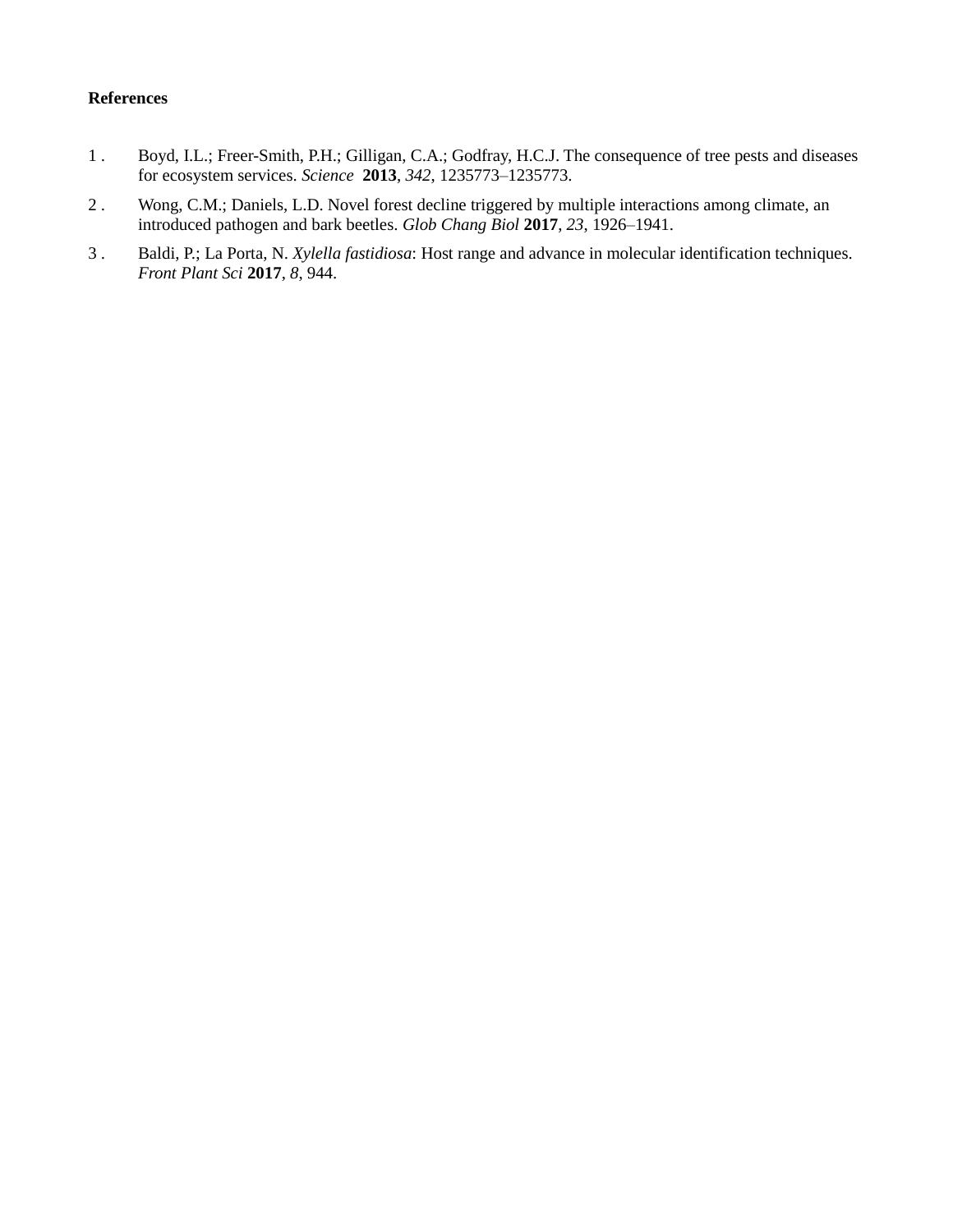**References**

1. Boyd, I.L.; Freer-Smith, P.H.; Gilligan, C.A.; Godfray, H.C.J. The consequence of tree pests and diseases for ecosystem services. *Science* **2013**, *342*, 1235773–1235773.
2. Wong, C.M.; Daniels, L.D. Novel forest decline triggered by multiple interactions among climate, an introduced pathogen and bark beetles. *Glob Chang Biol* **2017**, *23*, 1926–1941.
3. Baldi, P.; La Porta, N. *Xylella fastidiosa*: Host range and advance in molecular identification techniques. *Front Plant Sci* **2017**, *8*, 944.